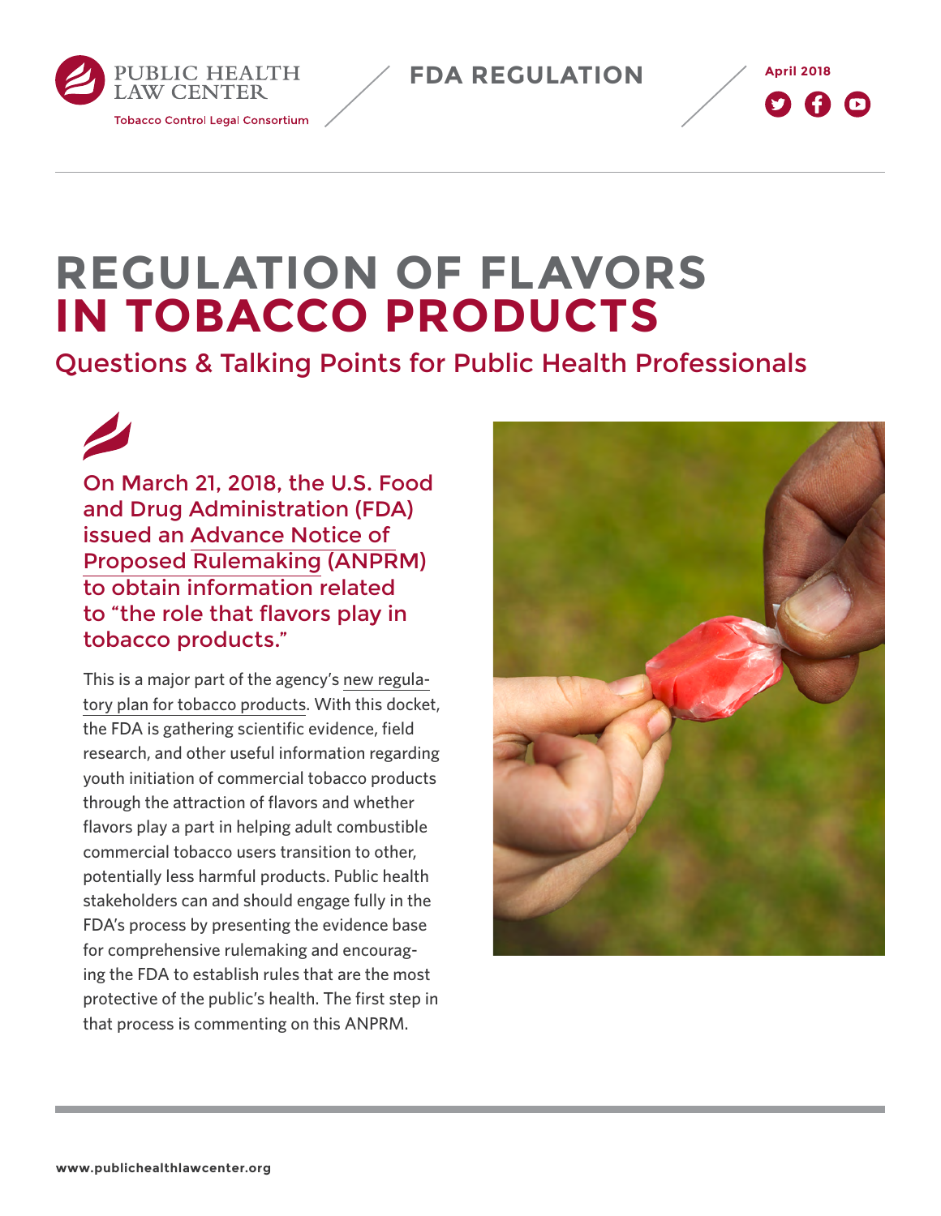PUBLIC HEALTH LAW CENTER

Tobacco Control Legal Consortium

FDA REGULATION

April 2018

# REGULATION OF FLAVORS IN TOBACCO PRODUCTS

## Questions & Talking Points for Public Health Professionals

**On March 21, 2018, the U.S. Food and Drug Administration (FDA) issued an Advance Notice of Proposed Rulemaking (ANPRM) to obtain information related to "the role that flavors play in tobacco products."**

This is a major part of the agency's new regulatory plan for tobacco products. With this docket, the FDA is gathering scientific evidence, field research, and other useful information regarding youth initiation of commercial tobacco products through the attraction of flavors and whether flavors play a part in helping adult combustible commercial tobacco users transition to other, potentially less harmful products. Public health stakeholders can and should engage fully in the FDA's process by presenting the evidence base for comprehensive rulemaking and encouraging the FDA to establish rules that are the most protective of the public's health. The first step in that process is commenting on this ANPRM.

www.publichealthlawcenter.org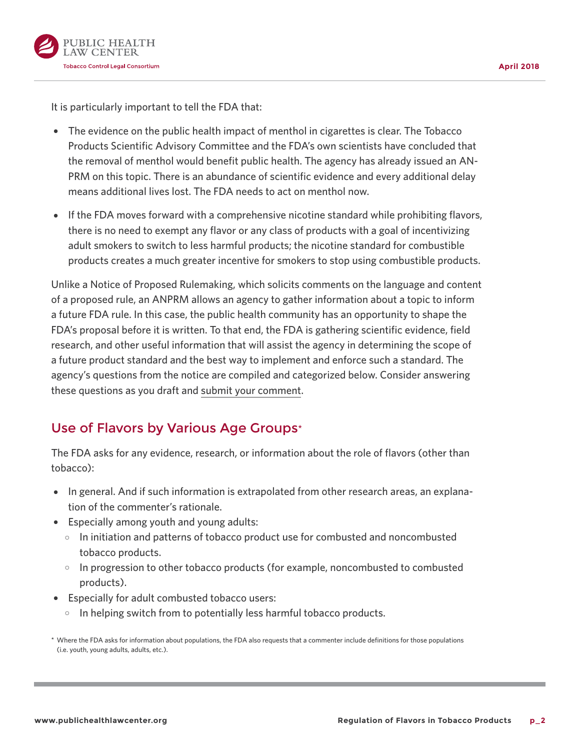It is particularly important to tell the FDA that:

- The evidence on the public health impact of menthol in cigarettes is clear. The Tobacco Products Scientific Advisory Committee and the FDA's own scientists have concluded that the removal of menthol would benefit public health. The agency has already issued an ANPRM on this topic. There is an abundance of scientific evidence and every additional delay means additional lives lost. The FDA needs to act on menthol now.
- If the FDA moves forward with a comprehensive nicotine standard while prohibiting flavors, there is no need to exempt any flavor or any class of products with a goal of incentivizing adult smokers to switch to less harmful products; the nicotine standard for combustible products creates a much greater incentive for smokers to stop using combustible products.

Unlike a Notice of Proposed Rulemaking, which solicits comments on the language and content of a proposed rule, an ANPRM allows an agency to gather information about a topic to inform a future FDA rule. In this case, the public health community has an opportunity to shape the FDA's proposal before it is written. To that end, the FDA is gathering scientific evidence, field research, and other useful information that will assist the agency in determining the scope of a future product standard and the best way to implement and enforce such a standard. The agency's questions from the notice are compiled and categorized below. Consider answering these questions as you draft and submit your comment.

## Use of Flavors by Various Age Groups*

The FDA asks for any evidence, research, or information about the role of flavors (other than tobacco):

- In general. And if such information is extrapolated from other research areas, an explanation of the commenter's rationale.
- Especially among youth and young adults:
  - In initiation and patterns of tobacco product use for combusted and noncombusted tobacco products.
  - In progression to other tobacco products (for example, noncombusted to combusted products).
- Especially for adult combusted tobacco users:
  - In helping switch from to potentially less harmful tobacco products.

\* Where the FDA asks for information about populations, the FDA also requests that a commenter include definitions for those populations (i.e. youth, young adults, adults, etc.).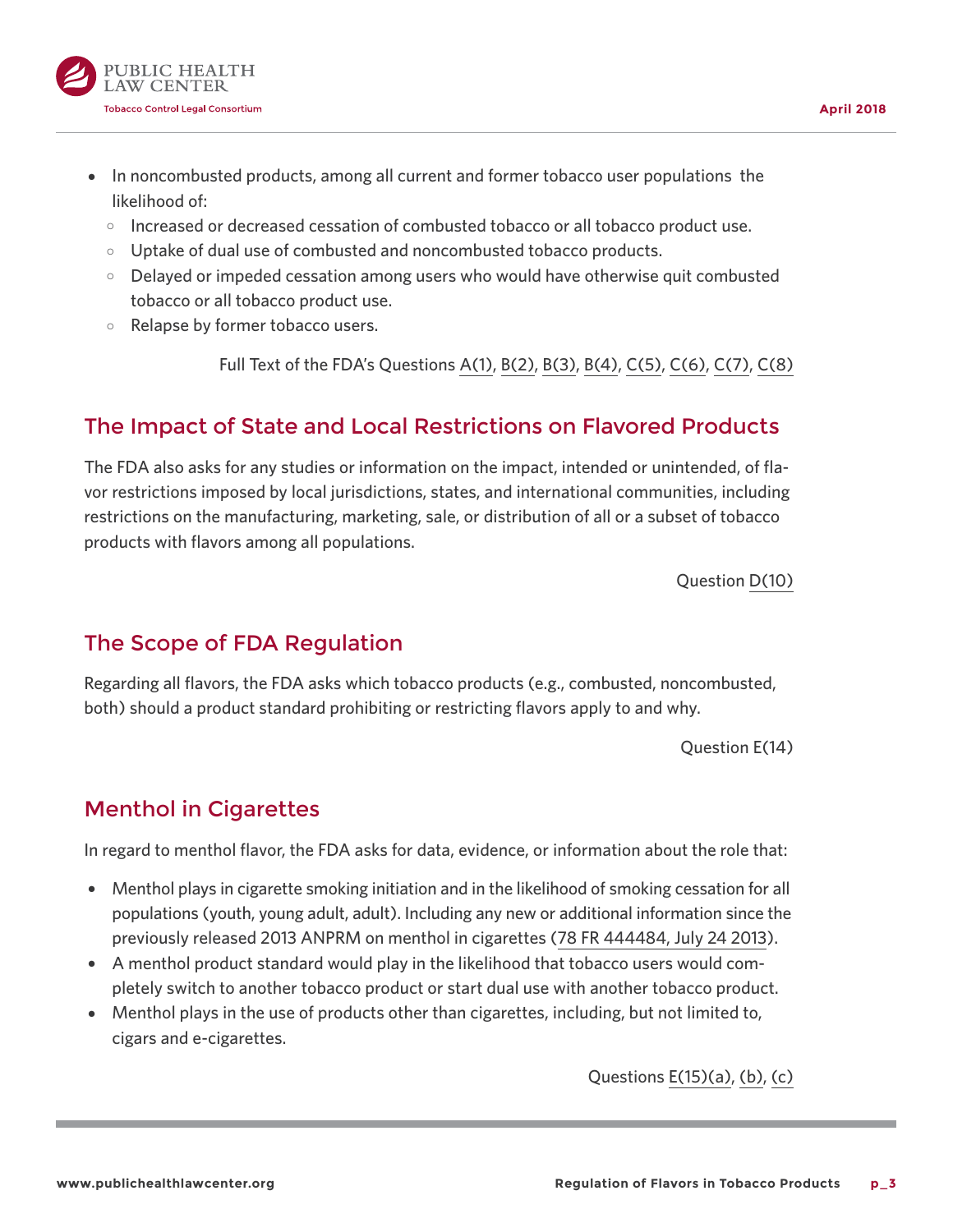- In noncombusted products, among all current and former tobacco user populations  the likelihood of:
    - Increased or decreased cessation of combusted tobacco or all tobacco product use.
    - Uptake of dual use of combusted and noncombusted tobacco products.
    - Delayed or impeded cessation among users who would have otherwise quit combusted tobacco or all tobacco product use.
    - Relapse by former tobacco users.

Full Text of the FDA's Questions A(1), B(2), B(3), B(4), C(5), C(6), C(7), C(8)

## The Impact of State and Local Restrictions on Flavored Products

The FDA also asks for any studies or information on the impact, intended or unintended, of flavor restrictions imposed by local jurisdictions, states, and international communities, including restrictions on the manufacturing, marketing, sale, or distribution of all or a subset of tobacco products with flavors among all populations.

Question D(10)

## The Scope of FDA Regulation

Regarding all flavors, the FDA asks which tobacco products (e.g., combusted, noncombusted, both) should a product standard prohibiting or restricting flavors apply to and why.

Question E(14)

## Menthol in Cigarettes

In regard to menthol flavor, the FDA asks for data, evidence, or information about the role that:

- Menthol plays in cigarette smoking initiation and in the likelihood of smoking cessation for all populations (youth, young adult, adult). Including any new or additional information since the previously released 2013 ANPRM on menthol in cigarettes (78 FR 444484, July 24 2013).
- A menthol product standard would play in the likelihood that tobacco users would completely switch to another tobacco product or start dual use with another tobacco product.
- Menthol plays in the use of products other than cigarettes, including, but not limited to, cigars and e-cigarettes.

Questions E(15)(a), (b), (c)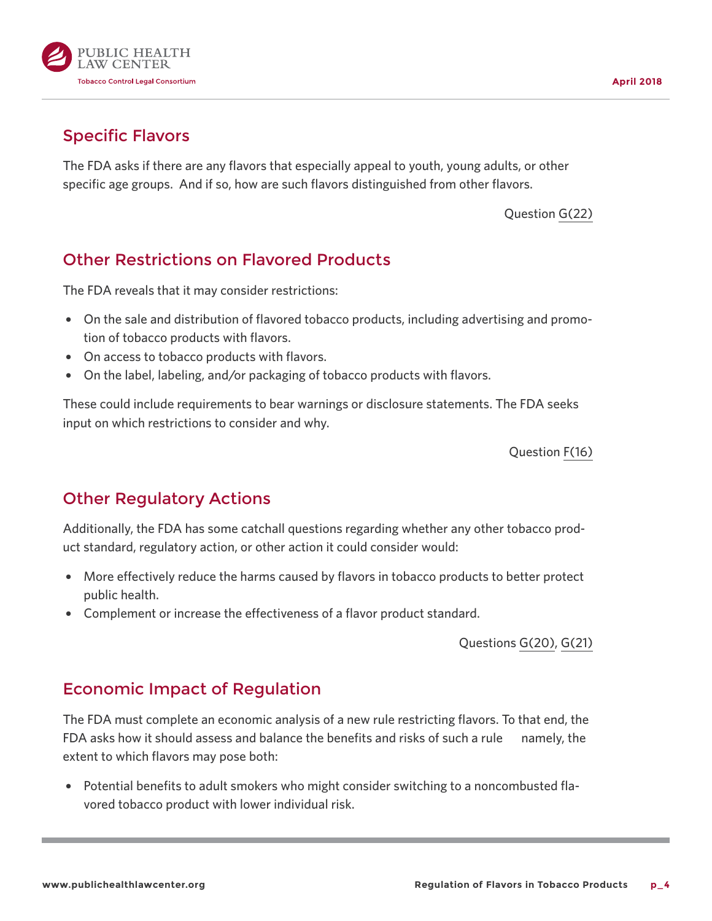## Specific Flavors

The FDA asks if there are any flavors that especially appeal to youth, young adults, or other specific age groups. And if so, how are such flavors distinguished from other flavors.

Question G(22)

## Other Restrictions on Flavored Products

The FDA reveals that it may consider restrictions:

- On the sale and distribution of flavored tobacco products, including advertising and promotion of tobacco products with flavors.
- On access to tobacco products with flavors.
- On the label, labeling, and/or packaging of tobacco products with flavors.

These could include requirements to bear warnings or disclosure statements. The FDA seeks input on which restrictions to consider and why.

Question F(16)

## Other Regulatory Actions

Additionally, the FDA has some catchall questions regarding whether any other tobacco product standard, regulatory action, or other action it could consider would:

- More effectively reduce the harms caused by flavors in tobacco products to better protect public health.
- Complement or increase the effectiveness of a flavor product standard.

Questions G(20), G(21)

## Economic Impact of Regulation

The FDA must complete an economic analysis of a new rule restricting flavors. To that end, the FDA asks how it should assess and balance the benefits and risks of such a rule namely, the extent to which flavors may pose both:

- Potential benefits to adult smokers who might consider switching to a noncombusted flavored tobacco product with lower individual risk.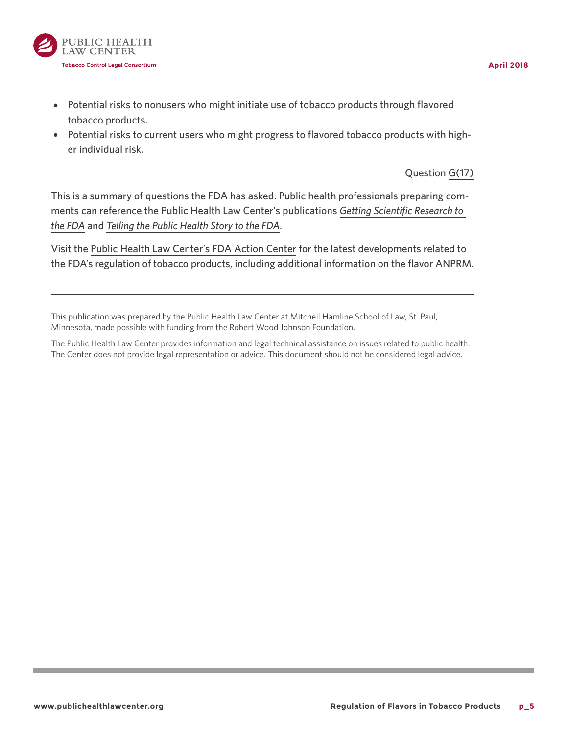- Potential risks to nonusers who might initiate use of tobacco products through flavored tobacco products.
- Potential risks to current users who might progress to flavored tobacco products with higher individual risk.

Question G(17)

This is a summary of questions the FDA has asked. Public health professionals preparing comments can reference the Public Health Law Center's publications *Getting Scientific Research to the FDA* and *Telling the Public Health Story to the FDA*.

Visit the Public Health Law Center's FDA Action Center for the latest developments related to the FDA's regulation of tobacco products, including additional information on the flavor ANPRM.

---

This publication was prepared by the Public Health Law Center at Mitchell Hamline School of Law, St. Paul, Minnesota, made possible with funding from the Robert Wood Johnson Foundation.

The Public Health Law Center provides information and legal technical assistance on issues related to public health. The Center does not provide legal representation or advice. This document should not be considered legal advice.